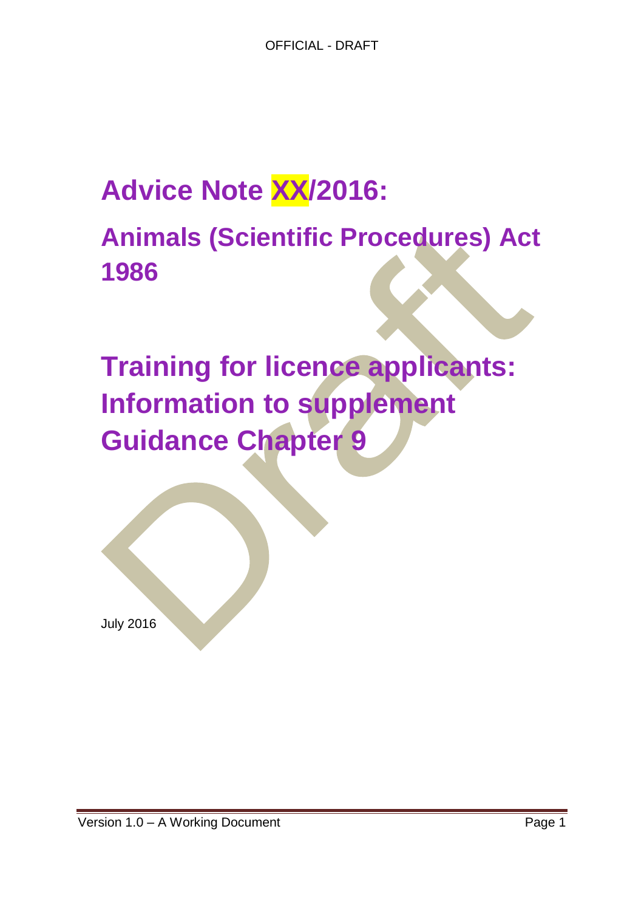# Advice Note XX/2016:

## Animals (Scientific Procedures) Act 1986

# Training for licence applicants: Information to supplement Guidance Chapter 9

July 2016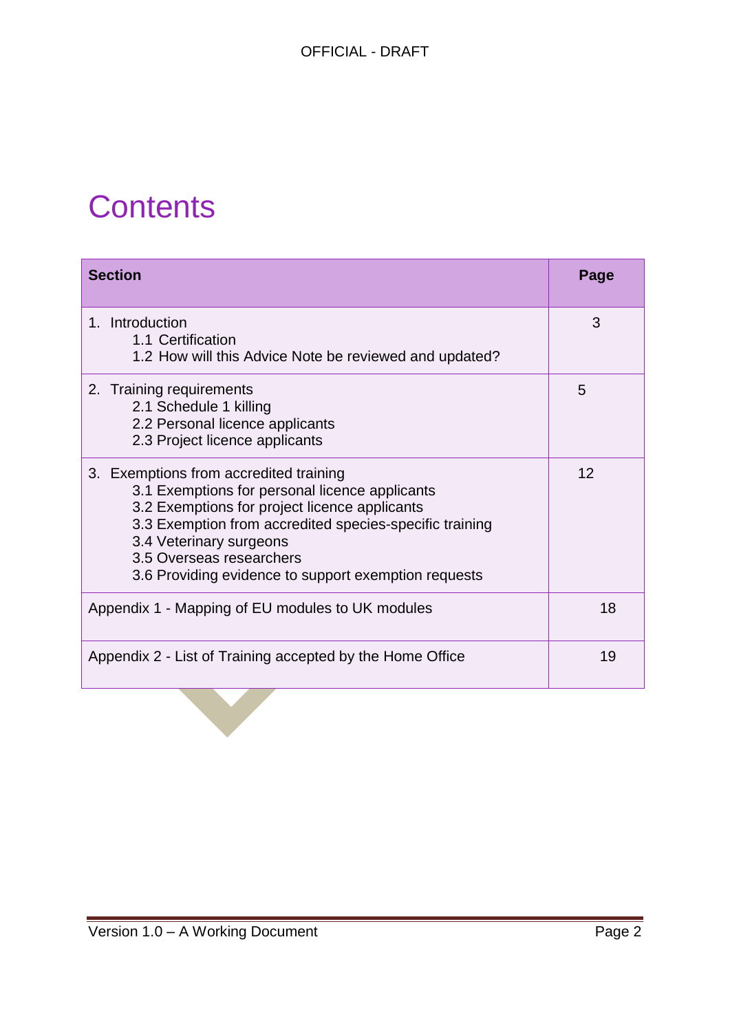# Contents

| Section | Page |
|---|---|
| 1. Introduction<br>1.1 Certification<br>1.2 How will this Advice Note be reviewed and updated? | 3 |
| 2. Training requirements<br>2.1 Schedule 1 killing<br>2.2 Personal licence applicants<br>2.3 Project licence applicants | 5 |
| 3. Exemptions from accredited training<br>3.1 Exemptions for personal licence applicants<br>3.2 Exemptions for project licence applicants<br>3.3 Exemption from accredited species-specific training<br>3.4 Veterinary surgeons<br>3.5 Overseas researchers<br>3.6 Providing evidence to support exemption requests | 12 |
| Appendix 1 - Mapping of EU modules to UK modules | 18 |
| Appendix 2 - List of Training accepted by the Home Office | 19 |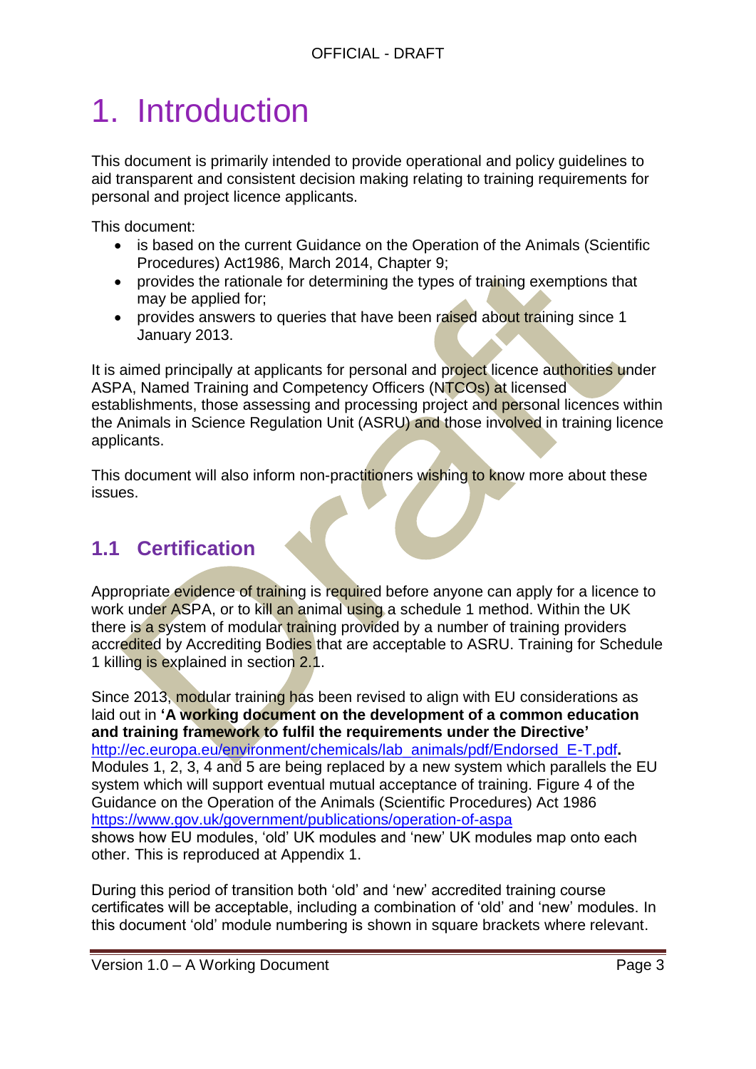# 1. Introduction

This document is primarily intended to provide operational and policy guidelines to aid transparent and consistent decision making relating to training requirements for personal and project licence applicants.

This document:

- is based on the current Guidance on the Operation of the Animals (Scientific Procedures) Act1986, March 2014, Chapter 9;
- provides the rationale for determining the types of training exemptions that may be applied for;
- provides answers to queries that have been raised about training since 1 January 2013.

It is aimed principally at applicants for personal and project licence authorities under ASPA, Named Training and Competency Officers (NTCOs) at licensed establishments, those assessing and processing project and personal licences within the Animals in Science Regulation Unit (ASRU) and those involved in training licence applicants.

This document will also inform non-practitioners wishing to know more about these issues.

## 1.1 Certification

Appropriate evidence of training is required before anyone can apply for a licence to work under ASPA, or to kill an animal using a schedule 1 method. Within the UK there is a system of modular training provided by a number of training providers accredited by Accrediting Bodies that are acceptable to ASRU. Training for Schedule 1 killing is explained in section 2.1.

Since 2013, modular training has been revised to align with EU considerations as laid out in **'A working document on the development of a common education and training framework to fulfil the requirements under the Directive'** http://ec.europa.eu/environment/chemicals/lab_animals/pdf/Endorsed_E-T.pdf**.** Modules 1, 2, 3, 4 and 5 are being replaced by a new system which parallels the EU system which will support eventual mutual acceptance of training. Figure 4 of the Guidance on the Operation of the Animals (Scientific Procedures) Act 1986 https://www.gov.uk/government/publications/operation-of-aspa shows how EU modules, 'old' UK modules and 'new' UK modules map onto each other. This is reproduced at Appendix 1.

During this period of transition both 'old' and 'new' accredited training course certificates will be acceptable, including a combination of 'old' and 'new' modules. In this document 'old' module numbering is shown in square brackets where relevant.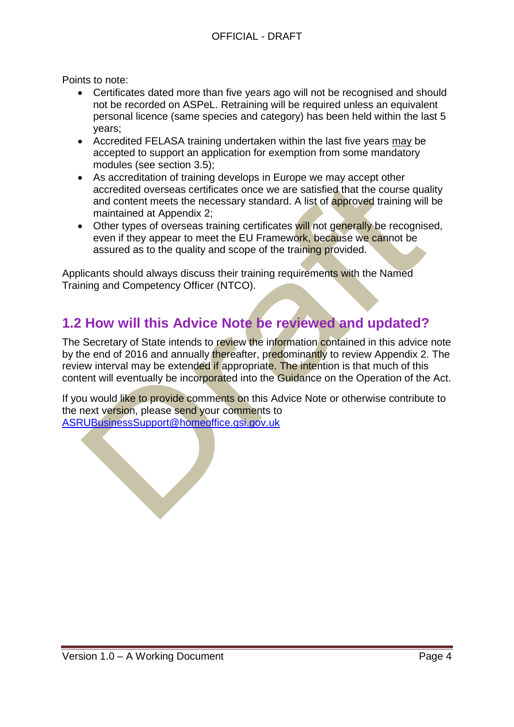Points to note:

- Certificates dated more than five years ago will not be recognised and should not be recorded on ASPeL. Retraining will be required unless an equivalent personal licence (same species and category) has been held within the last 5 years;
- Accredited FELASA training undertaken within the last five years may be accepted to support an application for exemption from some mandatory modules (see section 3.5);
- As accreditation of training develops in Europe we may accept other accredited overseas certificates once we are satisfied that the course quality and content meets the necessary standard. A list of approved training will be maintained at Appendix 2;
- Other types of overseas training certificates will not generally be recognised, even if they appear to meet the EU Framework, because we cannot be assured as to the quality and scope of the training provided.

Applicants should always discuss their training requirements with the Named Training and Competency Officer (NTCO).

## 1.2 How will this Advice Note be reviewed and updated?

The Secretary of State intends to review the information contained in this advice note by the end of 2016 and annually thereafter, predominantly to review Appendix 2. The review interval may be extended if appropriate. The intention is that much of this content will eventually be incorporated into the Guidance on the Operation of the Act.

If you would like to provide comments on this Advice Note or otherwise contribute to the next version, please send your comments to ASRUBusinessSupport@homeoffice.gsi.gov.uk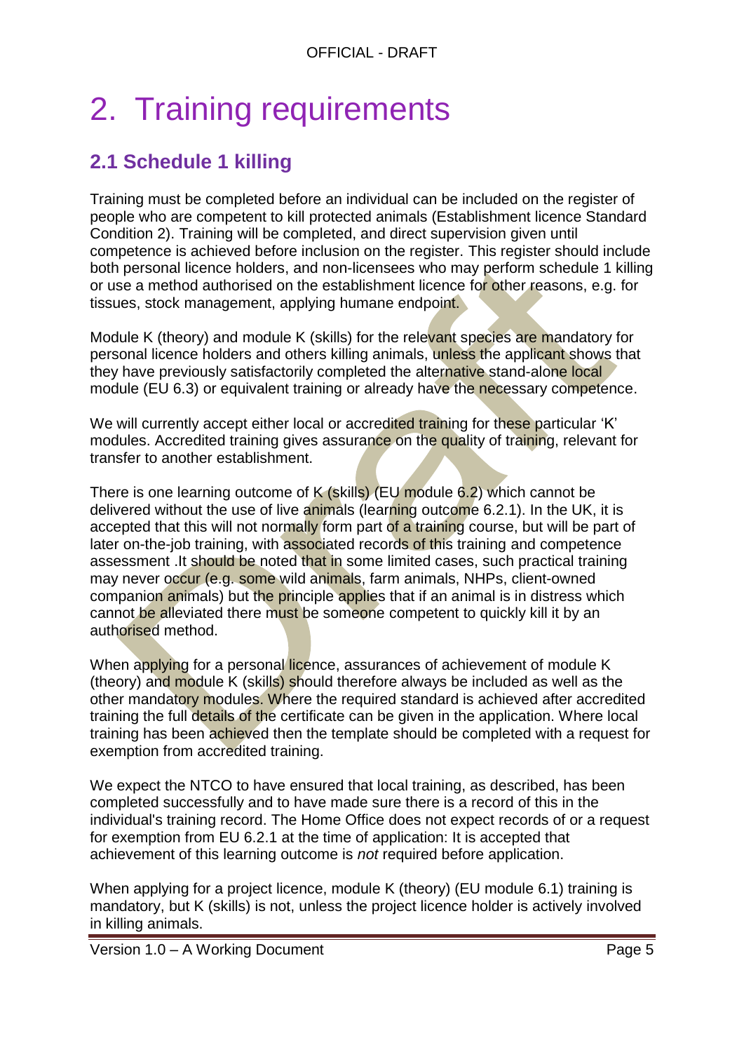# 2. Training requirements

## 2.1 Schedule 1 killing

Training must be completed before an individual can be included on the register of people who are competent to kill protected animals (Establishment licence Standard Condition 2). Training will be completed, and direct supervision given until competence is achieved before inclusion on the register. This register should include both personal licence holders, and non-licensees who may perform schedule 1 killing or use a method authorised on the establishment licence for other reasons, e.g. for tissues, stock management, applying humane endpoint.

Module K (theory) and module K (skills) for the relevant species are mandatory for personal licence holders and others killing animals, unless the applicant shows that they have previously satisfactorily completed the alternative stand-alone local module (EU 6.3) or equivalent training or already have the necessary competence.

We will currently accept either local or accredited training for these particular 'K' modules. Accredited training gives assurance on the quality of training, relevant for transfer to another establishment.

There is one learning outcome of K (skills) (EU module 6.2) which cannot be delivered without the use of live animals (learning outcome 6.2.1). In the UK, it is accepted that this will not normally form part of a training course, but will be part of later on-the-job training, with associated records of this training and competence assessment .It should be noted that in some limited cases, such practical training may never occur (e.g. some wild animals, farm animals, NHPs, client-owned companion animals) but the principle applies that if an animal is in distress which cannot be alleviated there must be someone competent to quickly kill it by an authorised method.

When applying for a personal licence, assurances of achievement of module K (theory) and module K (skills) should therefore always be included as well as the other mandatory modules. Where the required standard is achieved after accredited training the full details of the certificate can be given in the application. Where local training has been achieved then the template should be completed with a request for exemption from accredited training.

We expect the NTCO to have ensured that local training, as described, has been completed successfully and to have made sure there is a record of this in the individual's training record. The Home Office does not expect records of or a request for exemption from EU 6.2.1 at the time of application: It is accepted that achievement of this learning outcome is *not* required before application.

When applying for a project licence, module K (theory) (EU module 6.1) training is mandatory, but K (skills) is not, unless the project licence holder is actively involved in killing animals.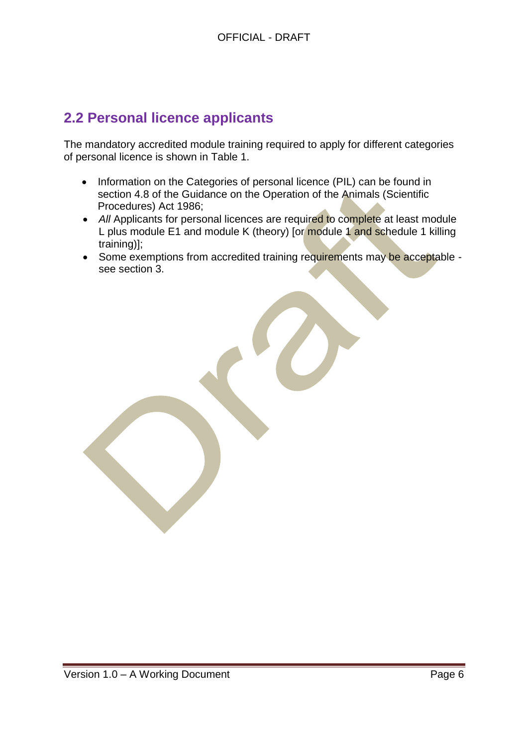## 2.2 Personal licence applicants

The mandatory accredited module training required to apply for different categories of personal licence is shown in Table 1.

- Information on the Categories of personal licence (PIL) can be found in section 4.8 of the Guidance on the Operation of the Animals (Scientific Procedures) Act 1986;
- *All* Applicants for personal licences are required to complete at least module L plus module E1 and module K (theory) [or module 1 and schedule 1 killing training)];
- Some exemptions from accredited training requirements may be acceptable - see section 3.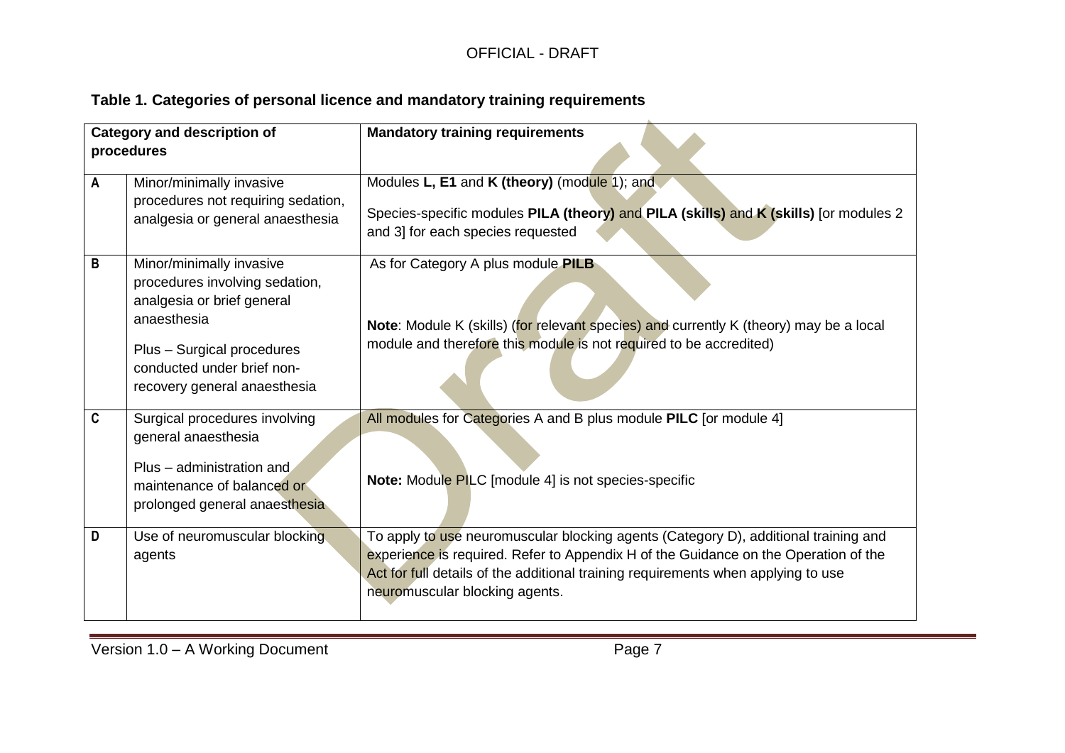**Table 1. Categories of personal licence and mandatory training requirements**

| Category and description of procedures | | Mandatory training requirements |
|---|---|---|
| **A** | Minor/minimally invasive procedures not requiring sedation, analgesia or general anaesthesia | Modules **L, E1** and **K (theory)** (module 1); and<br><br>Species-specific modules **PILA (theory)** and **PILA (skills)** and **K (skills)** [or modules 2 and 3] for each species requested |
| **B** | Minor/minimally invasive procedures involving sedation, analgesia or brief general anaesthesia<br><br>Plus – Surgical procedures conducted under brief non-recovery general anaesthesia | As for Category A plus module **PILB**<br><br>**Note**: Module K (skills) (for relevant species) and currently K (theory) may be a local module and therefore this module is not required to be accredited) |
| **C** | Surgical procedures involving general anaesthesia<br><br>Plus – administration and maintenance of balanced or prolonged general anaesthesia | All modules for Categories A and B plus module **PILC** [or module 4]<br><br>**Note:** Module PILC [module 4] is not species-specific |
| **D** | Use of neuromuscular blocking agents | To apply to use neuromuscular blocking agents (Category D), additional training and experience is required. Refer to Appendix H of the Guidance on the Operation of the Act for full details of the additional training requirements when applying to use neuromuscular blocking agents. |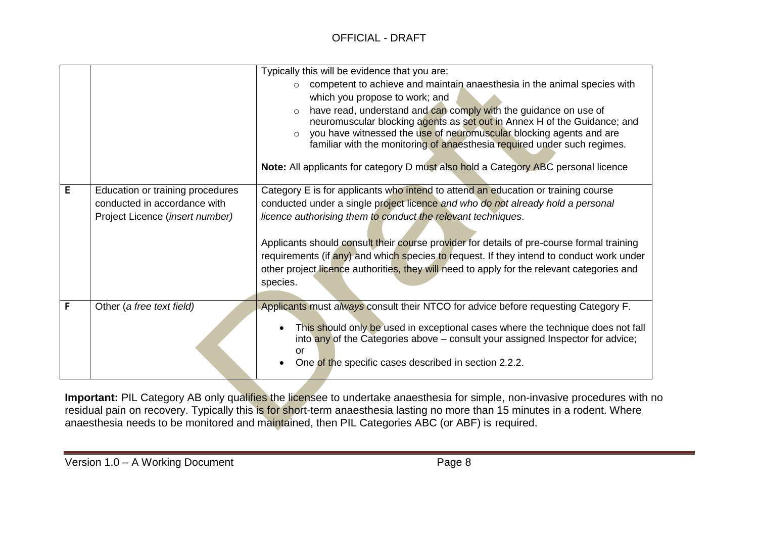| | | |
|---|---|---|
| | | Typically this will be evidence that you are:<br>◦ competent to achieve and maintain anaesthesia in the animal species with which you propose to work; and<br>◦ have read, understand and can comply with the guidance on use of neuromuscular blocking agents as set out in Annex H of the Guidance; and<br>◦ you have witnessed the use of neuromuscular blocking agents and are familiar with the monitoring of anaesthesia required under such regimes.<br><br>**Note:** All applicants for category D must also hold a Category ABC personal licence |
| **E** | Education or training procedures conducted in accordance with Project Licence (*insert number*) | Category E is for applicants who intend to attend an education or training course conducted under a single project licence *and who do not already hold a personal licence authorising them to conduct the relevant techniques*.<br><br>Applicants should consult their course provider for details of pre-course formal training requirements (if any) and which species to request. If they intend to conduct work under other project licence authorities, they will need to apply for the relevant categories and species. |
| **F** | Other (*a free text field*) | Applicants must *always* consult their NTCO for advice before requesting Category F.<br>• This should only be used in exceptional cases where the technique does not fall into any of the Categories above – consult your assigned Inspector for advice; or<br>• One of the specific cases described in section 2.2.2. |

**Important:** PIL Category AB only qualifies the licensee to undertake anaesthesia for simple, non-invasive procedures with no residual pain on recovery. Typically this is for short-term anaesthesia lasting no more than 15 minutes in a rodent. Where anaesthesia needs to be monitored and maintained, then PIL Categories ABC (or ABF) is required.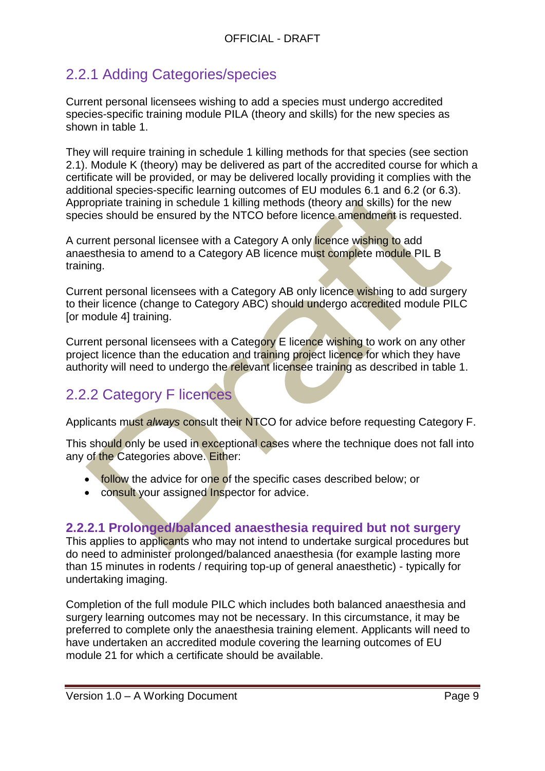## 2.2.1 Adding Categories/species

Current personal licensees wishing to add a species must undergo accredited species-specific training module PILA (theory and skills) for the new species as shown in table 1.

They will require training in schedule 1 killing methods for that species (see section 2.1). Module K (theory) may be delivered as part of the accredited course for which a certificate will be provided, or may be delivered locally providing it complies with the additional species-specific learning outcomes of EU modules 6.1 and 6.2 (or 6.3). Appropriate training in schedule 1 killing methods (theory and skills) for the new species should be ensured by the NTCO before licence amendment is requested.

A current personal licensee with a Category A only licence wishing to add anaesthesia to amend to a Category AB licence must complete module PIL B training.

Current personal licensees with a Category AB only licence wishing to add surgery to their licence (change to Category ABC) should undergo accredited module PILC [or module 4] training.

Current personal licensees with a Category E licence wishing to work on any other project licence than the education and training project licence for which they have authority will need to undergo the relevant licensee training as described in table 1.

## 2.2.2 Category F licences

Applicants must *always* consult their NTCO for advice before requesting Category F.

This should only be used in exceptional cases where the technique does not fall into any of the Categories above. Either:

- follow the advice for one of the specific cases described below; or
- consult your assigned Inspector for advice.

### 2.2.2.1 Prolonged/balanced anaesthesia required but not surgery

This applies to applicants who may not intend to undertake surgical procedures but do need to administer prolonged/balanced anaesthesia (for example lasting more than 15 minutes in rodents / requiring top-up of general anaesthetic) - typically for undertaking imaging.

Completion of the full module PILC which includes both balanced anaesthesia and surgery learning outcomes may not be necessary. In this circumstance, it may be preferred to complete only the anaesthesia training element. Applicants will need to have undertaken an accredited module covering the learning outcomes of EU module 21 for which a certificate should be available.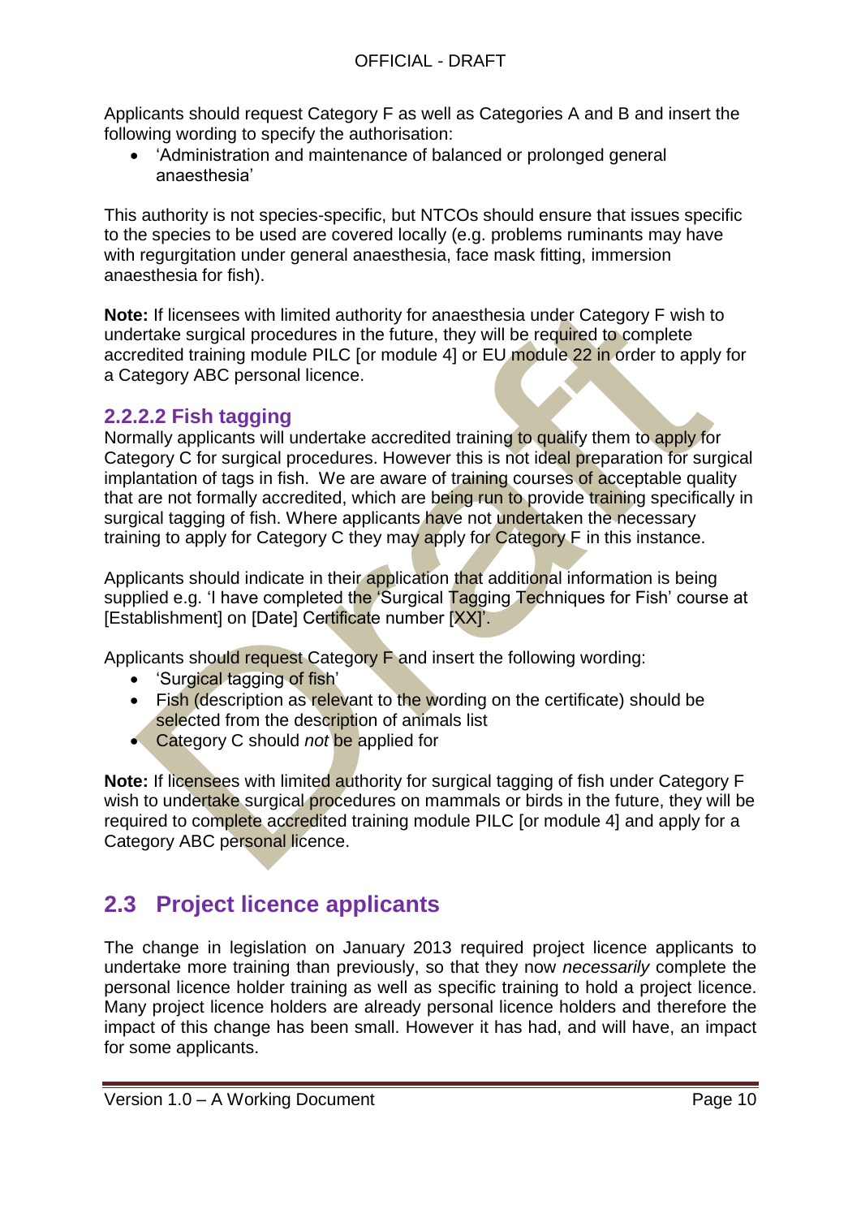Applicants should request Category F as well as Categories A and B and insert the following wording to specify the authorisation:

- 'Administration and maintenance of balanced or prolonged general anaesthesia'

This authority is not species-specific, but NTCOs should ensure that issues specific to the species to be used are covered locally (e.g. problems ruminants may have with regurgitation under general anaesthesia, face mask fitting, immersion anaesthesia for fish).

**Note:** If licensees with limited authority for anaesthesia under Category F wish to undertake surgical procedures in the future, they will be required to complete accredited training module PILC [or module 4] or EU module 22 in order to apply for a Category ABC personal licence.

### 2.2.2.2 Fish tagging

Normally applicants will undertake accredited training to qualify them to apply for Category C for surgical procedures. However this is not ideal preparation for surgical implantation of tags in fish. We are aware of training courses of acceptable quality that are not formally accredited, which are being run to provide training specifically in surgical tagging of fish. Where applicants have not undertaken the necessary training to apply for Category C they may apply for Category F in this instance.

Applicants should indicate in their application that additional information is being supplied e.g. 'I have completed the 'Surgical Tagging Techniques for Fish' course at [Establishment] on [Date] Certificate number [XX]'.

Applicants should request Category F and insert the following wording:

- 'Surgical tagging of fish'
- Fish (description as relevant to the wording on the certificate) should be selected from the description of animals list
- Category C should *not* be applied for

**Note:** If licensees with limited authority for surgical tagging of fish under Category F wish to undertake surgical procedures on mammals or birds in the future, they will be required to complete accredited training module PILC [or module 4] and apply for a Category ABC personal licence.

## 2.3 Project licence applicants

The change in legislation on January 2013 required project licence applicants to undertake more training than previously, so that they now *necessarily* complete the personal licence holder training as well as specific training to hold a project licence. Many project licence holders are already personal licence holders and therefore the impact of this change has been small. However it has had, and will have, an impact for some applicants.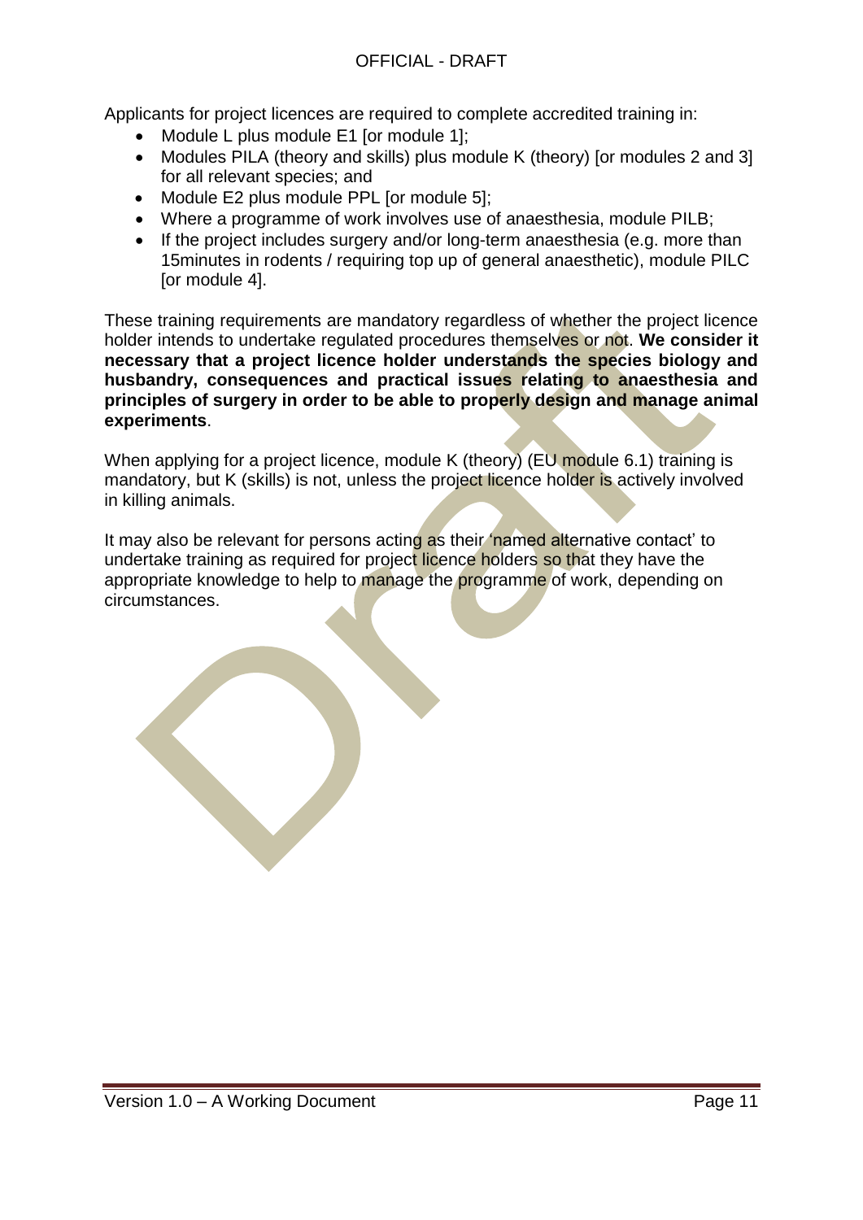Applicants for project licences are required to complete accredited training in:

- Module L plus module E1 [or module 1];
- Modules PILA (theory and skills) plus module K (theory) [or modules 2 and 3] for all relevant species; and
- Module E2 plus module PPL [or module 5];
- Where a programme of work involves use of anaesthesia, module PILB;
- If the project includes surgery and/or long-term anaesthesia (e.g. more than 15minutes in rodents / requiring top up of general anaesthetic), module PILC [or module 4].

These training requirements are mandatory regardless of whether the project licence holder intends to undertake regulated procedures themselves or not. **We consider it necessary that a project licence holder understands the species biology and husbandry, consequences and practical issues relating to anaesthesia and principles of surgery in order to be able to properly design and manage animal experiments**.

When applying for a project licence, module K (theory) (EU module 6.1) training is mandatory, but K (skills) is not, unless the project licence holder is actively involved in killing animals.

It may also be relevant for persons acting as their 'named alternative contact' to undertake training as required for project licence holders so that they have the appropriate knowledge to help to manage the programme of work, depending on circumstances.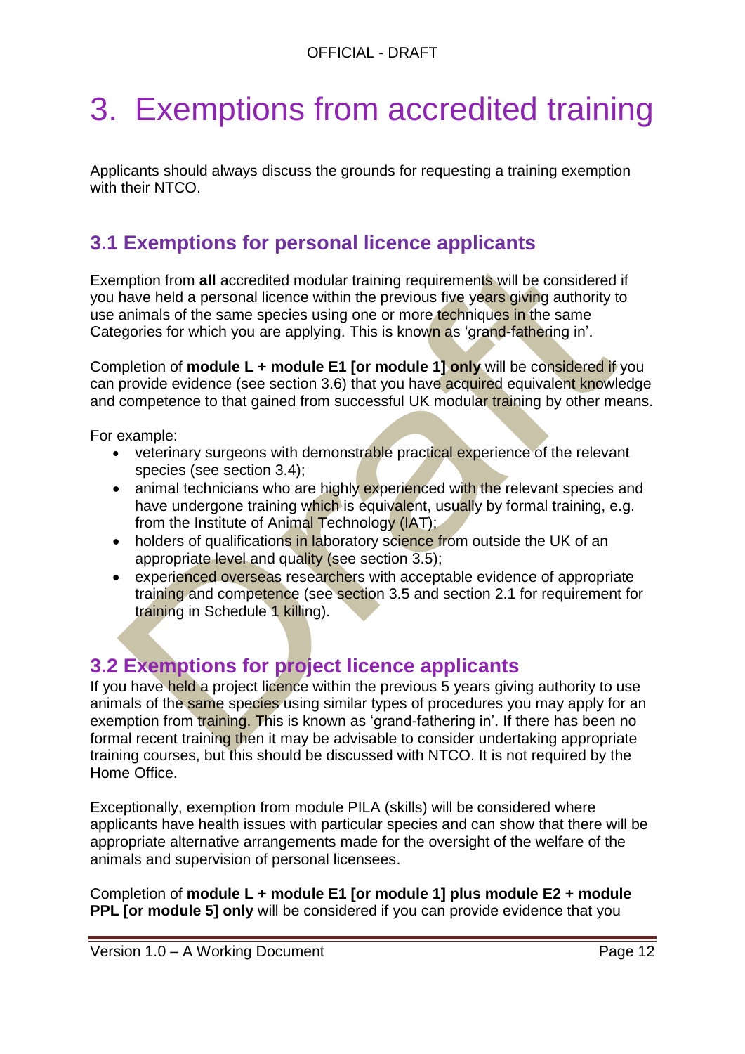# 3. Exemptions from accredited training

Applicants should always discuss the grounds for requesting a training exemption with their NTCO.

## 3.1 Exemptions for personal licence applicants

Exemption from **all** accredited modular training requirements will be considered if you have held a personal licence within the previous five years giving authority to use animals of the same species using one or more techniques in the same Categories for which you are applying. This is known as 'grand-fathering in'.

Completion of **module L + module E1 [or module 1] only** will be considered if you can provide evidence (see section 3.6) that you have acquired equivalent knowledge and competence to that gained from successful UK modular training by other means.

For example:

- veterinary surgeons with demonstrable practical experience of the relevant species (see section 3.4);
- animal technicians who are highly experienced with the relevant species and have undergone training which is equivalent, usually by formal training, e.g. from the Institute of Animal Technology (IAT);
- holders of qualifications in laboratory science from outside the UK of an appropriate level and quality (see section 3.5);
- experienced overseas researchers with acceptable evidence of appropriate training and competence (see section 3.5 and section 2.1 for requirement for training in Schedule 1 killing).

## 3.2 Exemptions for project licence applicants

If you have held a project licence within the previous 5 years giving authority to use animals of the same species using similar types of procedures you may apply for an exemption from training. This is known as 'grand-fathering in'. If there has been no formal recent training then it may be advisable to consider undertaking appropriate training courses, but this should be discussed with NTCO. It is not required by the Home Office.

Exceptionally, exemption from module PILA (skills) will be considered where applicants have health issues with particular species and can show that there will be appropriate alternative arrangements made for the oversight of the welfare of the animals and supervision of personal licensees.

Completion of **module L + module E1 [or module 1] plus module E2 + module PPL [or module 5] only** will be considered if you can provide evidence that you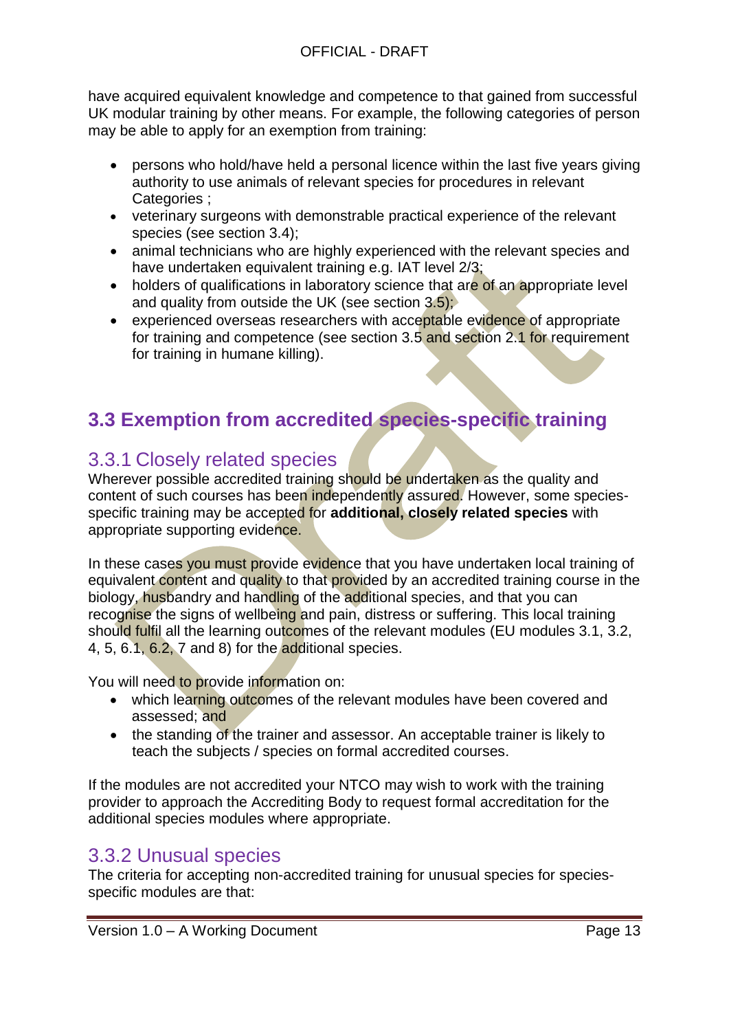have acquired equivalent knowledge and competence to that gained from successful UK modular training by other means. For example, the following categories of person may be able to apply for an exemption from training:

- persons who hold/have held a personal licence within the last five years giving authority to use animals of relevant species for procedures in relevant Categories ;
- veterinary surgeons with demonstrable practical experience of the relevant species (see section 3.4);
- animal technicians who are highly experienced with the relevant species and have undertaken equivalent training e.g. IAT level 2/3;
- holders of qualifications in laboratory science that are of an appropriate level and quality from outside the UK (see section 3.5);
- experienced overseas researchers with acceptable evidence of appropriate for training and competence (see section 3.5 and section 2.1 for requirement for training in humane killing).

## 3.3 Exemption from accredited species-specific training

### 3.3.1 Closely related species

Wherever possible accredited training should be undertaken as the quality and content of such courses has been independently assured. However, some species-specific training may be accepted for **additional, closely related species** with appropriate supporting evidence.

In these cases you must provide evidence that you have undertaken local training of equivalent content and quality to that provided by an accredited training course in the biology, husbandry and handling of the additional species, and that you can recognise the signs of wellbeing and pain, distress or suffering. This local training should fulfil all the learning outcomes of the relevant modules (EU modules 3.1, 3.2, 4, 5, 6.1, 6.2, 7 and 8) for the additional species.

You will need to provide information on:

- which learning outcomes of the relevant modules have been covered and assessed; and
- the standing of the trainer and assessor. An acceptable trainer is likely to teach the subjects / species on formal accredited courses.

If the modules are not accredited your NTCO may wish to work with the training provider to approach the Accrediting Body to request formal accreditation for the additional species modules where appropriate.

### 3.3.2 Unusual species

The criteria for accepting non-accredited training for unusual species for species-specific modules are that: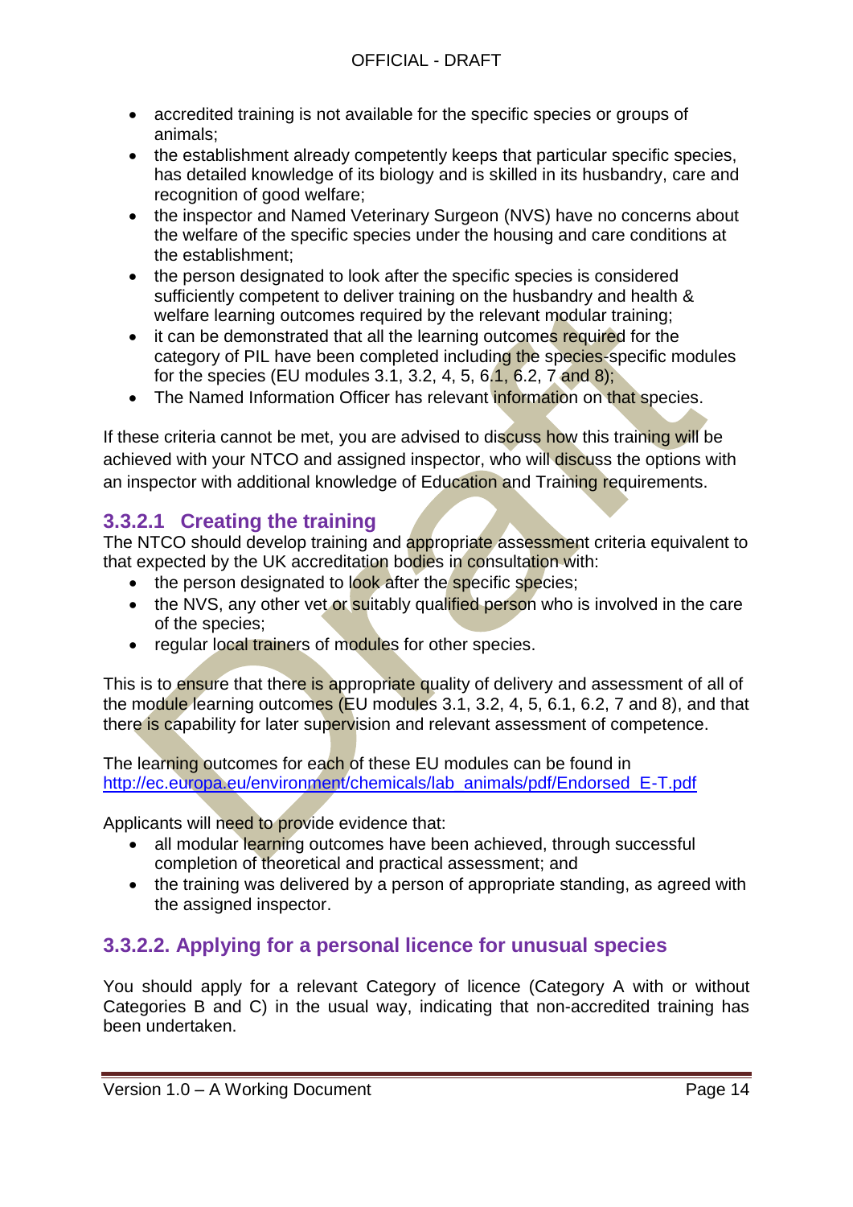- accredited training is not available for the specific species or groups of animals;
- the establishment already competently keeps that particular specific species, has detailed knowledge of its biology and is skilled in its husbandry, care and recognition of good welfare;
- the inspector and Named Veterinary Surgeon (NVS) have no concerns about the welfare of the specific species under the housing and care conditions at the establishment;
- the person designated to look after the specific species is considered sufficiently competent to deliver training on the husbandry and health & welfare learning outcomes required by the relevant modular training;
- it can be demonstrated that all the learning outcomes required for the category of PIL have been completed including the species-specific modules for the species (EU modules 3.1, 3.2, 4, 5, 6.1, 6.2, 7 and 8);
- The Named Information Officer has relevant information on that species.

If these criteria cannot be met, you are advised to discuss how this training will be achieved with your NTCO and assigned inspector, who will discuss the options with an inspector with additional knowledge of Education and Training requirements.

### 3.3.2.1 Creating the training

The NTCO should develop training and appropriate assessment criteria equivalent to that expected by the UK accreditation bodies in consultation with:

- the person designated to look after the specific species;
- the NVS, any other vet or suitably qualified person who is involved in the care of the species;
- regular local trainers of modules for other species.

This is to ensure that there is appropriate quality of delivery and assessment of all of the module learning outcomes (EU modules 3.1, 3.2, 4, 5, 6.1, 6.2, 7 and 8), and that there is capability for later supervision and relevant assessment of competence.

The learning outcomes for each of these EU modules can be found in http://ec.europa.eu/environment/chemicals/lab_animals/pdf/Endorsed_E-T.pdf

Applicants will need to provide evidence that:

- all modular learning outcomes have been achieved, through successful completion of theoretical and practical assessment; and
- the training was delivered by a person of appropriate standing, as agreed with the assigned inspector.

### 3.3.2.2. Applying for a personal licence for unusual species

You should apply for a relevant Category of licence (Category A with or without Categories B and C) in the usual way, indicating that non-accredited training has been undertaken.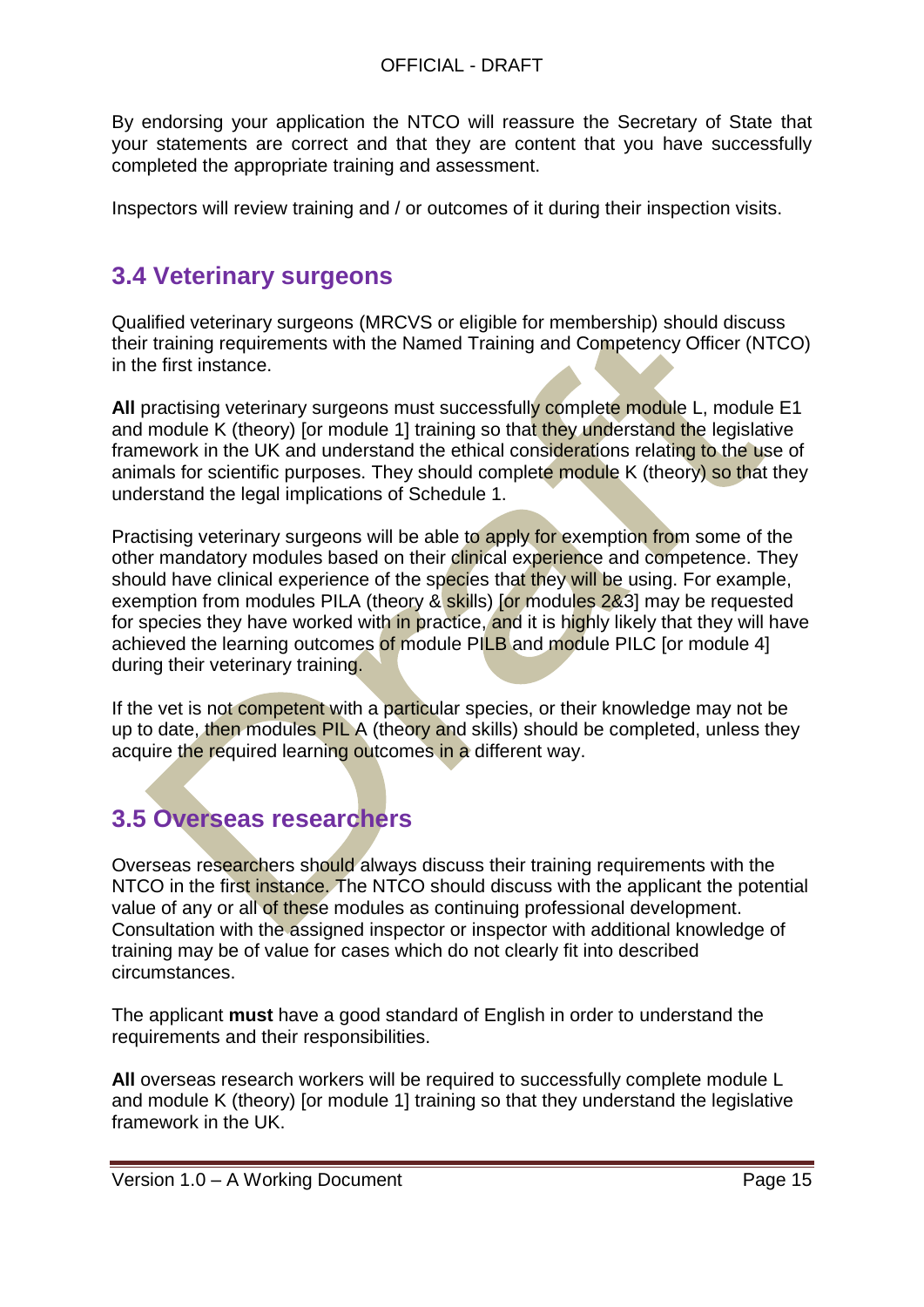By endorsing your application the NTCO will reassure the Secretary of State that your statements are correct and that they are content that you have successfully completed the appropriate training and assessment.

Inspectors will review training and / or outcomes of it during their inspection visits.

## 3.4 Veterinary surgeons

Qualified veterinary surgeons (MRCVS or eligible for membership) should discuss their training requirements with the Named Training and Competency Officer (NTCO) in the first instance.

**All** practising veterinary surgeons must successfully complete module L, module E1 and module K (theory) [or module 1] training so that they understand the legislative framework in the UK and understand the ethical considerations relating to the use of animals for scientific purposes. They should complete module K (theory) so that they understand the legal implications of Schedule 1.

Practising veterinary surgeons will be able to apply for exemption from some of the other mandatory modules based on their clinical experience and competence. They should have clinical experience of the species that they will be using. For example, exemption from modules PILA (theory & skills) [or modules 2&3] may be requested for species they have worked with in practice, and it is highly likely that they will have achieved the learning outcomes of module PILB and module PILC [or module 4] during their veterinary training.

If the vet is not competent with a particular species, or their knowledge may not be up to date, then modules PIL A (theory and skills) should be completed, unless they acquire the required learning outcomes in a different way.

## 3.5 Overseas researchers

Overseas researchers should always discuss their training requirements with the NTCO in the first instance. The NTCO should discuss with the applicant the potential value of any or all of these modules as continuing professional development. Consultation with the assigned inspector or inspector with additional knowledge of training may be of value for cases which do not clearly fit into described circumstances.

The applicant **must** have a good standard of English in order to understand the requirements and their responsibilities.

**All** overseas research workers will be required to successfully complete module L and module K (theory) [or module 1] training so that they understand the legislative framework in the UK.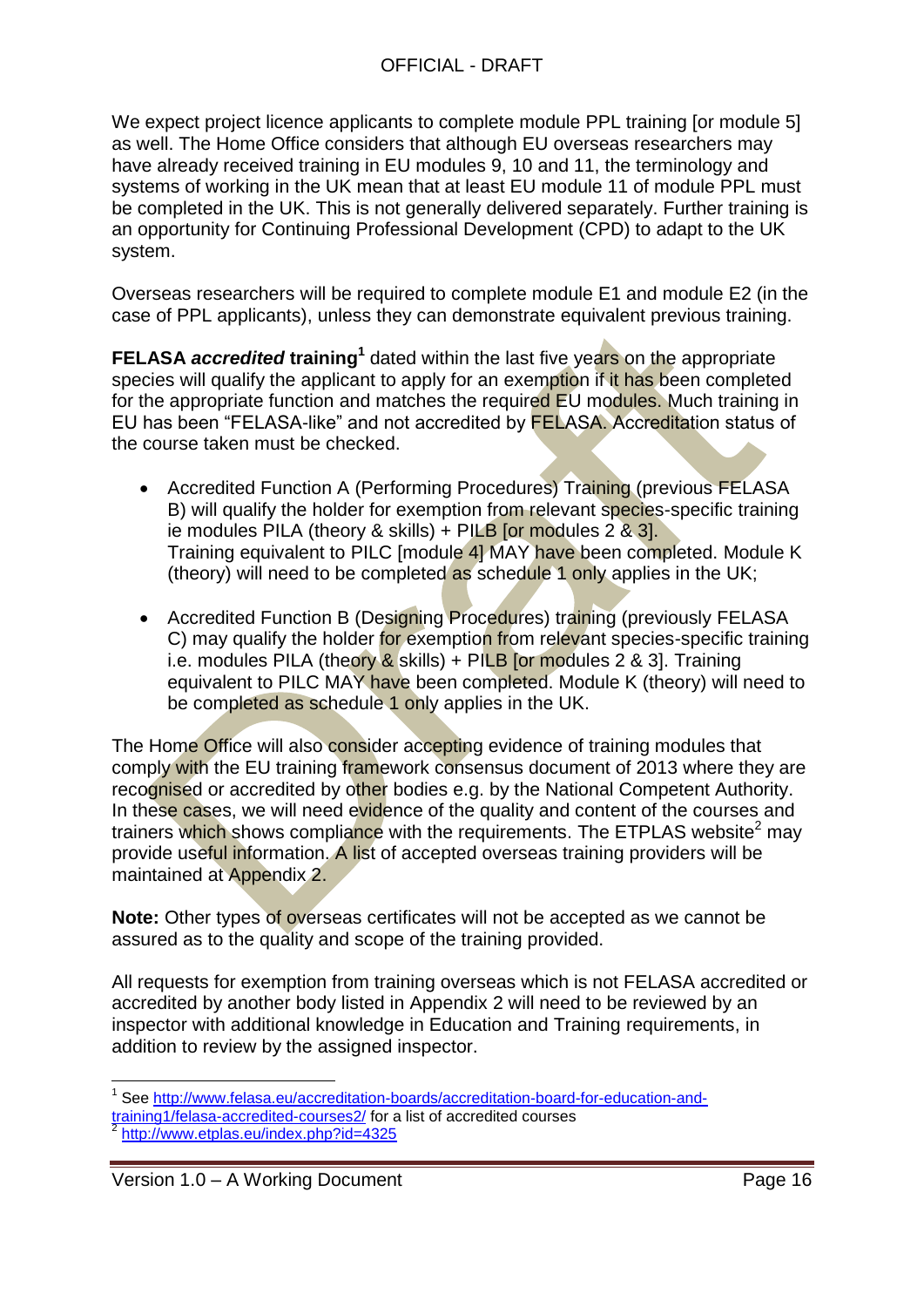We expect project licence applicants to complete module PPL training [or module 5] as well. The Home Office considers that although EU overseas researchers may have already received training in EU modules 9, 10 and 11, the terminology and systems of working in the UK mean that at least EU module 11 of module PPL must be completed in the UK. This is not generally delivered separately. Further training is an opportunity for Continuing Professional Development (CPD) to adapt to the UK system.

Overseas researchers will be required to complete module E1 and module E2 (in the case of PPL applicants), unless they can demonstrate equivalent previous training.

**FELASA *accredited* training**[1] dated within the last five years on the appropriate species will qualify the applicant to apply for an exemption if it has been completed for the appropriate function and matches the required EU modules. Much training in EU has been "FELASA-like" and not accredited by FELASA. Accreditation status of the course taken must be checked.

- Accredited Function A (Performing Procedures) Training (previous FELASA B) will qualify the holder for exemption from relevant species-specific training ie modules PILA (theory & skills) + PILB [or modules 2 & 3].
  Training equivalent to PILC [module 4] MAY have been completed. Module K (theory) will need to be completed as schedule 1 only applies in the UK;

- Accredited Function B (Designing Procedures) training (previously FELASA C) may qualify the holder for exemption from relevant species-specific training i.e. modules PILA (theory & skills) + PILB [or modules 2 & 3]. Training equivalent to PILC MAY have been completed. Module K (theory) will need to be completed as schedule 1 only applies in the UK.

The Home Office will also consider accepting evidence of training modules that comply with the EU training framework consensus document of 2013 where they are recognised or accredited by other bodies e.g. by the National Competent Authority. In these cases, we will need evidence of the quality and content of the courses and trainers which shows compliance with the requirements. The ETPLAS website[2] may provide useful information. A list of accepted overseas training providers will be maintained at Appendix 2.

**Note:** Other types of overseas certificates will not be accepted as we cannot be assured as to the quality and scope of the training provided.

All requests for exemption from training overseas which is not FELASA accredited or accredited by another body listed in Appendix 2 will need to be reviewed by an inspector with additional knowledge in Education and Training requirements, in addition to review by the assigned inspector.

---

[1] See http://www.felasa.eu/accreditation-boards/accreditation-board-for-education-and-training1/felasa-accredited-courses2/ for a list of accredited courses

[2] http://www.etplas.eu/index.php?id=4325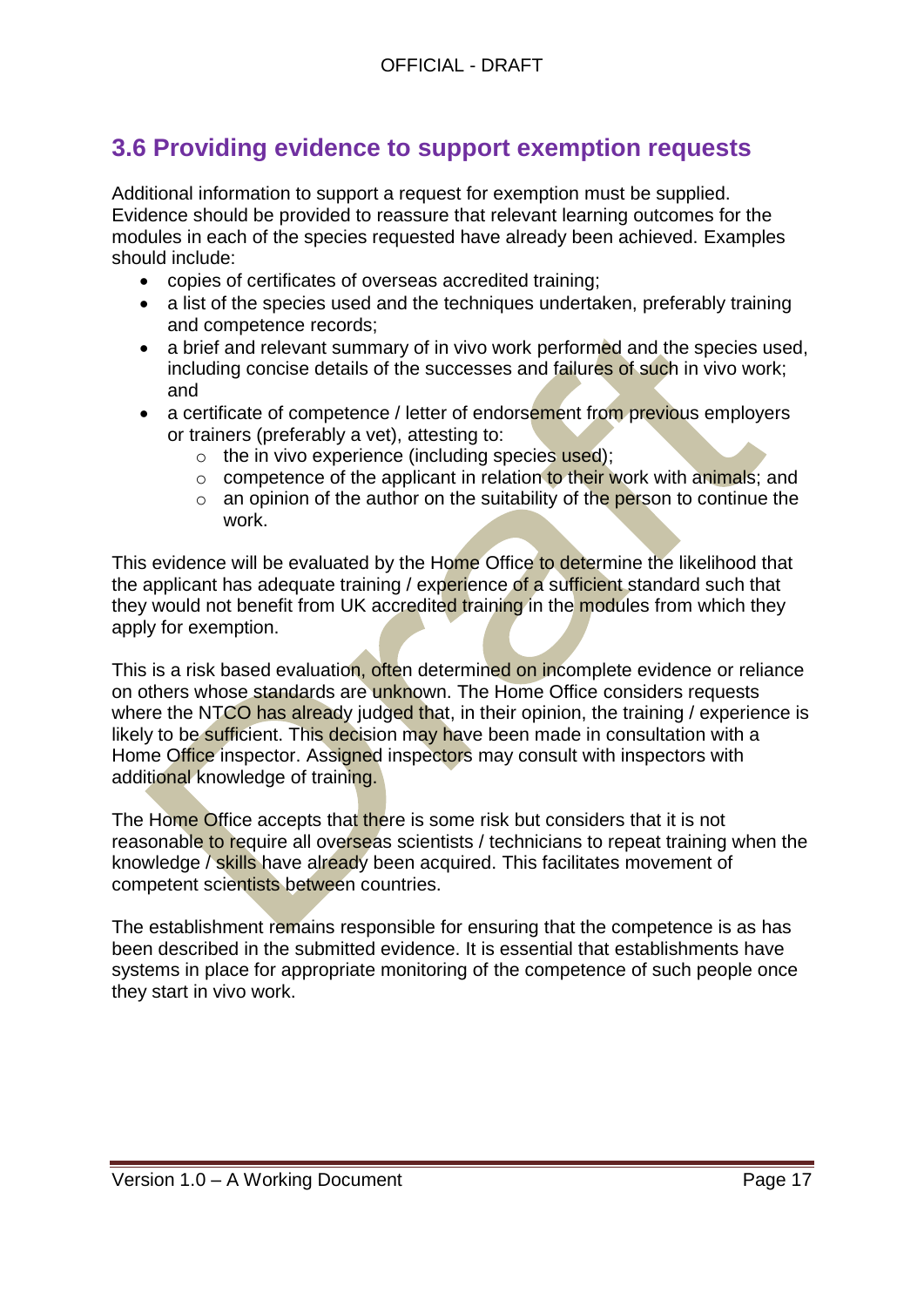## 3.6 Providing evidence to support exemption requests

Additional information to support a request for exemption must be supplied. Evidence should be provided to reassure that relevant learning outcomes for the modules in each of the species requested have already been achieved. Examples should include:

- copies of certificates of overseas accredited training;
- a list of the species used and the techniques undertaken, preferably training and competence records;
- a brief and relevant summary of in vivo work performed and the species used, including concise details of the successes and failures of such in vivo work; and
- a certificate of competence / letter of endorsement from previous employers or trainers (preferably a vet), attesting to:
  - the in vivo experience (including species used);
  - competence of the applicant in relation to their work with animals; and
  - an opinion of the author on the suitability of the person to continue the work.

This evidence will be evaluated by the Home Office to determine the likelihood that the applicant has adequate training / experience of a sufficient standard such that they would not benefit from UK accredited training in the modules from which they apply for exemption.

This is a risk based evaluation, often determined on incomplete evidence or reliance on others whose standards are unknown. The Home Office considers requests where the NTCO has already judged that, in their opinion, the training / experience is likely to be sufficient. This decision may have been made in consultation with a Home Office inspector. Assigned inspectors may consult with inspectors with additional knowledge of training.

The Home Office accepts that there is some risk but considers that it is not reasonable to require all overseas scientists / technicians to repeat training when the knowledge / skills have already been acquired. This facilitates movement of competent scientists between countries.

The establishment remains responsible for ensuring that the competence is as has been described in the submitted evidence. It is essential that establishments have systems in place for appropriate monitoring of the competence of such people once they start in vivo work.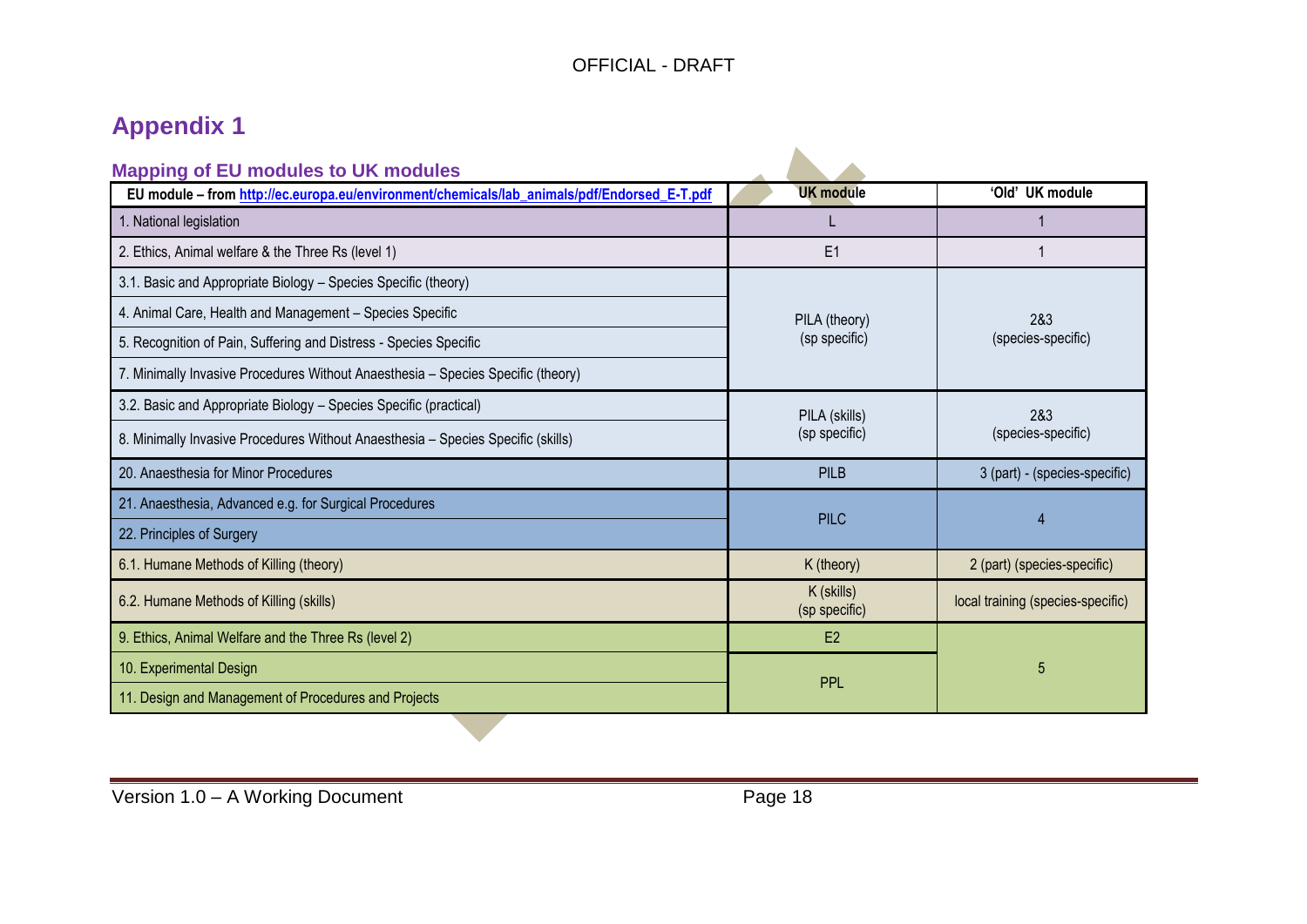# Appendix 1

## Mapping of EU modules to UK modules

| EU module – from http://ec.europa.eu/environment/chemicals/lab_animals/pdf/Endorsed_E-T.pdf | UK module | 'Old' UK module |
|---|---|---|
| 1. National legislation | L | 1 |
| 2. Ethics, Animal welfare & the Three Rs (level 1) | E1 | 1 |
| 3.1. Basic and Appropriate Biology – Species Specific (theory) | PILA (theory) (sp specific) | 2&3 (species-specific) |
| 4. Animal Care, Health and Management – Species Specific | | |
| 5. Recognition of Pain, Suffering and Distress - Species Specific | | |
| 7. Minimally Invasive Procedures Without Anaesthesia – Species Specific (theory) | | |
| 3.2. Basic and Appropriate Biology – Species Specific (practical) | PILA (skills) (sp specific) | 2&3 (species-specific) |
| 8. Minimally Invasive Procedures Without Anaesthesia – Species Specific (skills) | | |
| 20. Anaesthesia for Minor Procedures | PILB | 3 (part) - (species-specific) |
| 21. Anaesthesia, Advanced e.g. for Surgical Procedures | PILC | 4 |
| 22. Principles of Surgery | | |
| 6.1. Humane Methods of Killing (theory) | K (theory) | 2 (part) (species-specific) |
| 6.2. Humane Methods of Killing (skills) | K (skills) (sp specific) | local training (species-specific) |
| 9. Ethics, Animal Welfare and the Three Rs (level 2) | E2 | 5 |
| 10. Experimental Design | PPL | |
| 11. Design and Management of Procedures and Projects | | |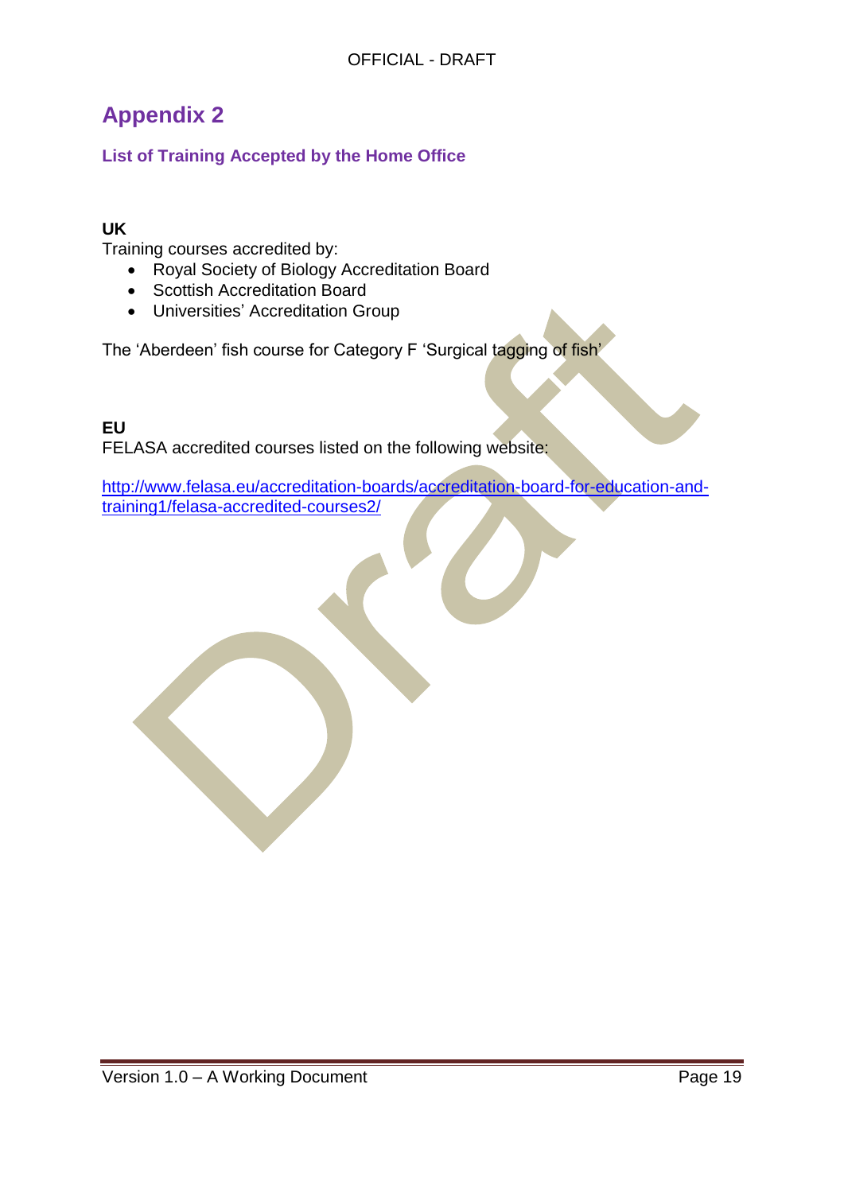# Appendix 2

### List of Training Accepted by the Home Office

**UK**

Training courses accredited by:

- Royal Society of Biology Accreditation Board
- Scottish Accreditation Board
- Universities' Accreditation Group

The 'Aberdeen' fish course for Category F 'Surgical tagging of fish'

**EU**

FELASA accredited courses listed on the following website:

http://www.felasa.eu/accreditation-boards/accreditation-board-for-education-and-training1/felasa-accredited-courses2/